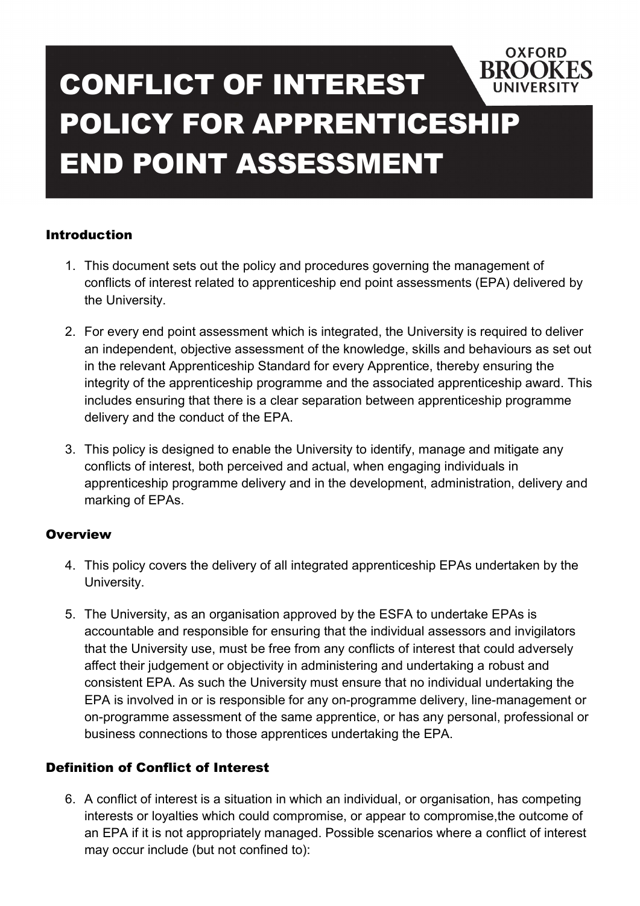# CONFLICT OF INTEREST POLICY FOR APPRENTICESHIP END POINT ASSESSMENT

OXFORD BROOKES UNIVERSITY

## Introduction

1. This document sets out the policy and procedures governing the management of conflicts of interest related to apprenticeship end point assessments (EPA) delivered by the University.

2. For every end point assessment which is integrated, the University is required to deliver an independent, objective assessment of the knowledge, skills and behaviours as set out in the relevant Apprenticeship Standard for every Apprentice, thereby ensuring the integrity of the apprenticeship programme and the associated apprenticeship award. This includes ensuring that there is a clear separation between apprenticeship programme delivery and the conduct of the EPA.

3. This policy is designed to enable the University to identify, manage and mitigate any conflicts of interest, both perceived and actual, when engaging individuals in apprenticeship programme delivery and in the development, administration, delivery and marking of EPAs.

## Overview

4. This policy covers the delivery of all integrated apprenticeship EPAs undertaken by the University.

5. The University, as an organisation approved by the ESFA to undertake EPAs is accountable and responsible for ensuring that the individual assessors and invigilators that the University use, must be free from any conflicts of interest that could adversely affect their judgement or objectivity in administering and undertaking a robust and consistent EPA. As such the University must ensure that no individual undertaking the EPA is involved in or is responsible for any on-programme delivery, line-management or on-programme assessment of the same apprentice, or has any personal, professional or business connections to those apprentices undertaking the EPA.

## Definition of Conflict of Interest

6. A conflict of interest is a situation in which an individual, or organisation, has competing interests or loyalties which could compromise, or appear to compromise,the outcome of an EPA if it is not appropriately managed. Possible scenarios where a conflict of interest may occur include (but not confined to):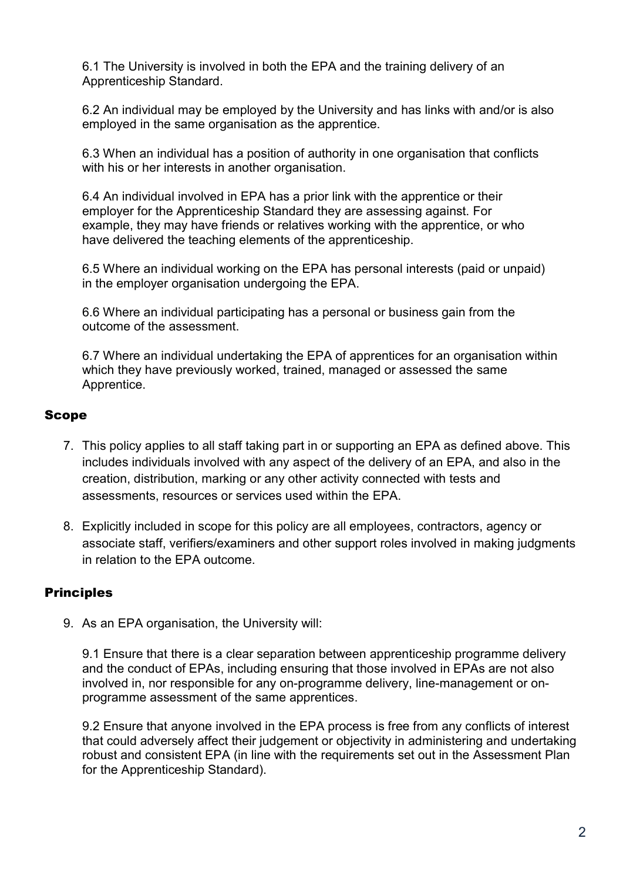6.1 The University is involved in both the EPA and the training delivery of an Apprenticeship Standard.

6.2 An individual may be employed by the University and has links with and/or is also employed in the same organisation as the apprentice.

6.3 When an individual has a position of authority in one organisation that conflicts with his or her interests in another organisation.

6.4 An individual involved in EPA has a prior link with the apprentice or their employer for the Apprenticeship Standard they are assessing against. For example, they may have friends or relatives working with the apprentice, or who have delivered the teaching elements of the apprenticeship.

6.5 Where an individual working on the EPA has personal interests (paid or unpaid) in the employer organisation undergoing the EPA.

6.6 Where an individual participating has a personal or business gain from the outcome of the assessment.

6.7 Where an individual undertaking the EPA of apprentices for an organisation within which they have previously worked, trained, managed or assessed the same Apprentice.

## Scope

7. This policy applies to all staff taking part in or supporting an EPA as defined above. This includes individuals involved with any aspect of the delivery of an EPA, and also in the creation, distribution, marking or any other activity connected with tests and assessments, resources or services used within the EPA.

8. Explicitly included in scope for this policy are all employees, contractors, agency or associate staff, verifiers/examiners and other support roles involved in making judgments in relation to the EPA outcome.

## Principles

9. As an EPA organisation, the University will:

   9.1 Ensure that there is a clear separation between apprenticeship programme delivery and the conduct of EPAs, including ensuring that those involved in EPAs are not also involved in, nor responsible for any on-programme delivery, line-management or on-programme assessment of the same apprentices.

   9.2 Ensure that anyone involved in the EPA process is free from any conflicts of interest that could adversely affect their judgement or objectivity in administering and undertaking robust and consistent EPA (in line with the requirements set out in the Assessment Plan for the Apprenticeship Standard).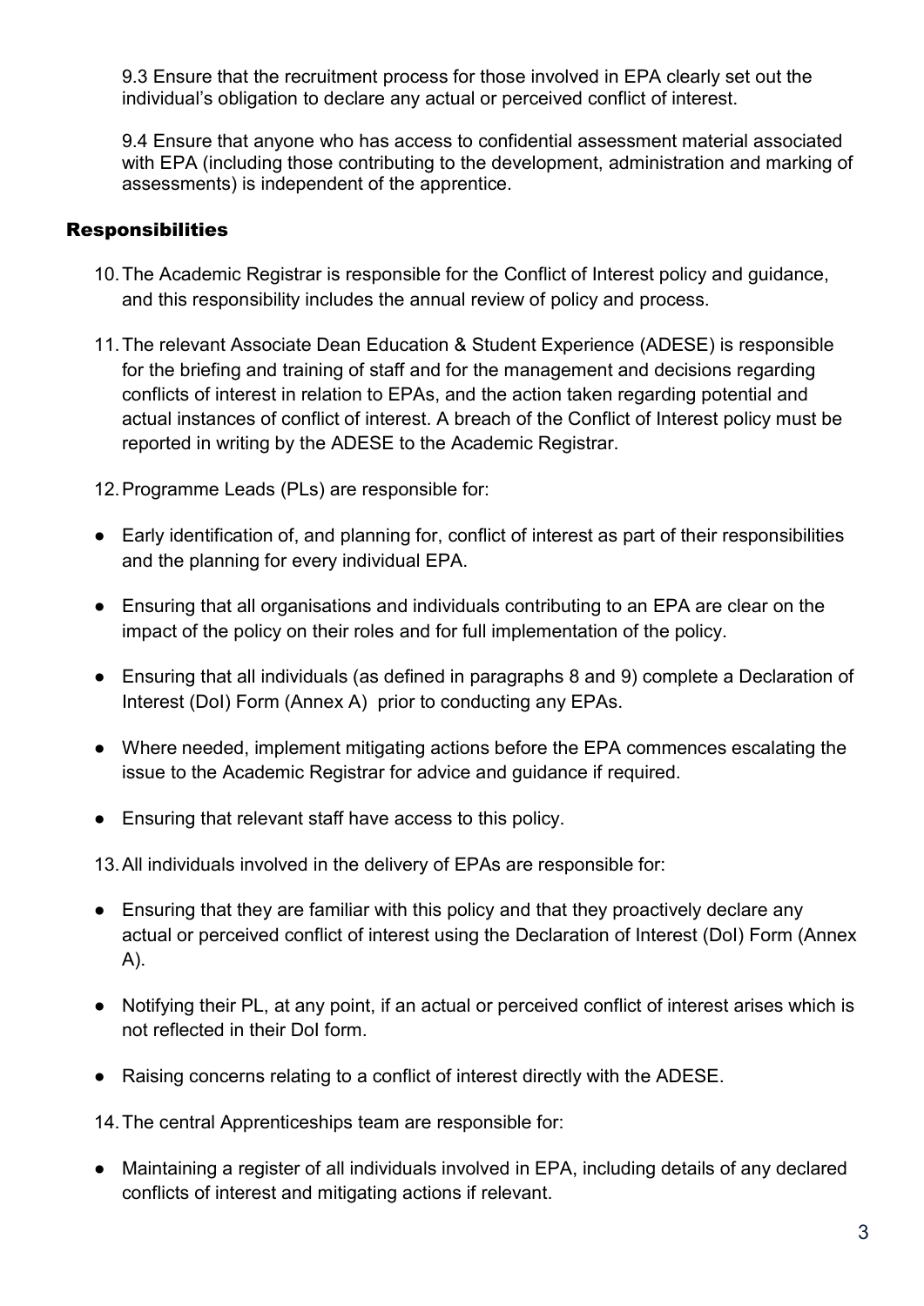9.3 Ensure that the recruitment process for those involved in EPA clearly set out the individual's obligation to declare any actual or perceived conflict of interest.

9.4 Ensure that anyone who has access to confidential assessment material associated with EPA (including those contributing to the development, administration and marking of assessments) is independent of the apprentice.

## Responsibilities

10. The Academic Registrar is responsible for the Conflict of Interest policy and guidance, and this responsibility includes the annual review of policy and process.

11. The relevant Associate Dean Education & Student Experience (ADESE) is responsible for the briefing and training of staff and for the management and decisions regarding conflicts of interest in relation to EPAs, and the action taken regarding potential and actual instances of conflict of interest. A breach of the Conflict of Interest policy must be reported in writing by the ADESE to the Academic Registrar.

12. Programme Leads (PLs) are responsible for:

- Early identification of, and planning for, conflict of interest as part of their responsibilities and the planning for every individual EPA.
- Ensuring that all organisations and individuals contributing to an EPA are clear on the impact of the policy on their roles and for full implementation of the policy.
- Ensuring that all individuals (as defined in paragraphs 8 and 9) complete a Declaration of Interest (DoI) Form (Annex A) prior to conducting any EPAs.
- Where needed, implement mitigating actions before the EPA commences escalating the issue to the Academic Registrar for advice and guidance if required.
- Ensuring that relevant staff have access to this policy.

13. All individuals involved in the delivery of EPAs are responsible for:

- Ensuring that they are familiar with this policy and that they proactively declare any actual or perceived conflict of interest using the Declaration of Interest (DoI) Form (Annex A).
- Notifying their PL, at any point, if an actual or perceived conflict of interest arises which is not reflected in their DoI form.
- Raising concerns relating to a conflict of interest directly with the ADESE.

14. The central Apprenticeships team are responsible for:

- Maintaining a register of all individuals involved in EPA, including details of any declared conflicts of interest and mitigating actions if relevant.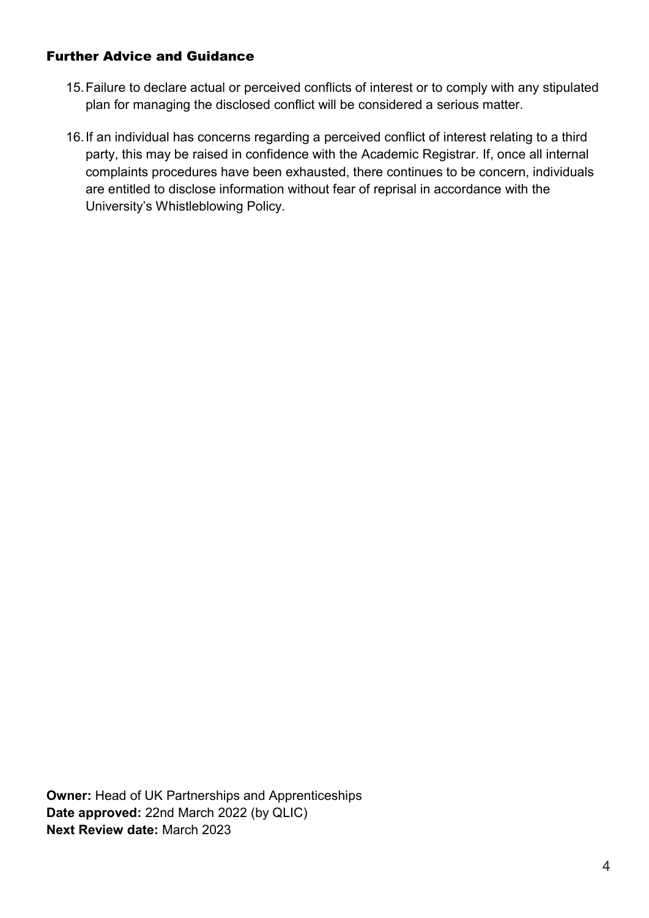## Further Advice and Guidance

15. Failure to declare actual or perceived conflicts of interest or to comply with any stipulated plan for managing the disclosed conflict will be considered a serious matter.

16. If an individual has concerns regarding a perceived conflict of interest relating to a third party, this may be raised in confidence with the Academic Registrar. If, once all internal complaints procedures have been exhausted, there continues to be concern, individuals are entitled to disclose information without fear of reprisal in accordance with the University's Whistleblowing Policy.

**Owner:** Head of UK Partnerships and Apprenticeships
**Date approved:** 22nd March 2022 (by QLIC)
**Next Review date:** March 2023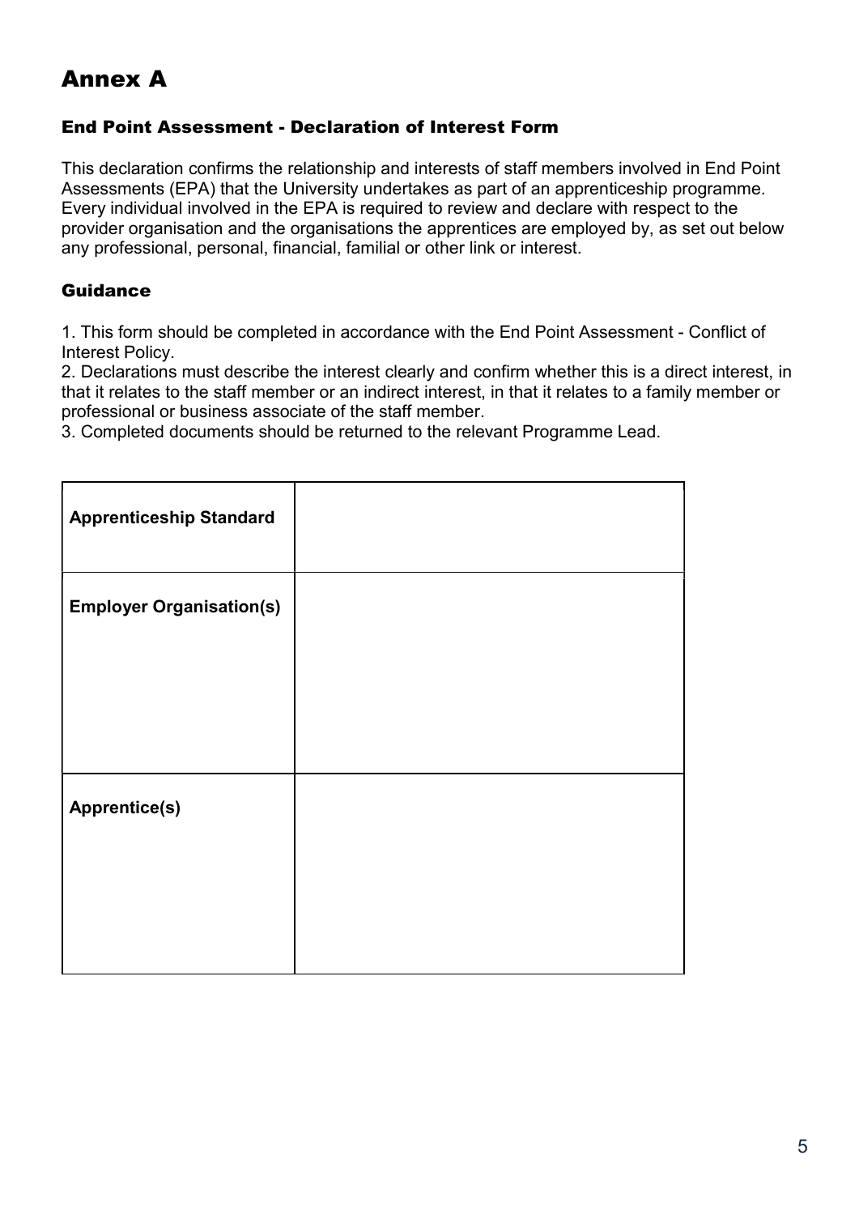# Annex A

### End Point Assessment - Declaration of Interest Form

This declaration confirms the relationship and interests of staff members involved in End Point Assessments (EPA) that the University undertakes as part of an apprenticeship programme. Every individual involved in the EPA is required to review and declare with respect to the provider organisation and the organisations the apprentices are employed by, as set out below any professional, personal, financial, familial or other link or interest.

### Guidance

1. This form should be completed in accordance with the End Point Assessment - Conflict of Interest Policy.
2. Declarations must describe the interest clearly and confirm whether this is a direct interest, in that it relates to the staff member or an indirect interest, in that it relates to a family member or professional or business associate of the staff member.
3. Completed documents should be returned to the relevant Programme Lead.

| | |
|---|---|
| **Apprenticeship Standard** | |
| **Employer Organisation(s)** | |
| **Apprentice(s)** | |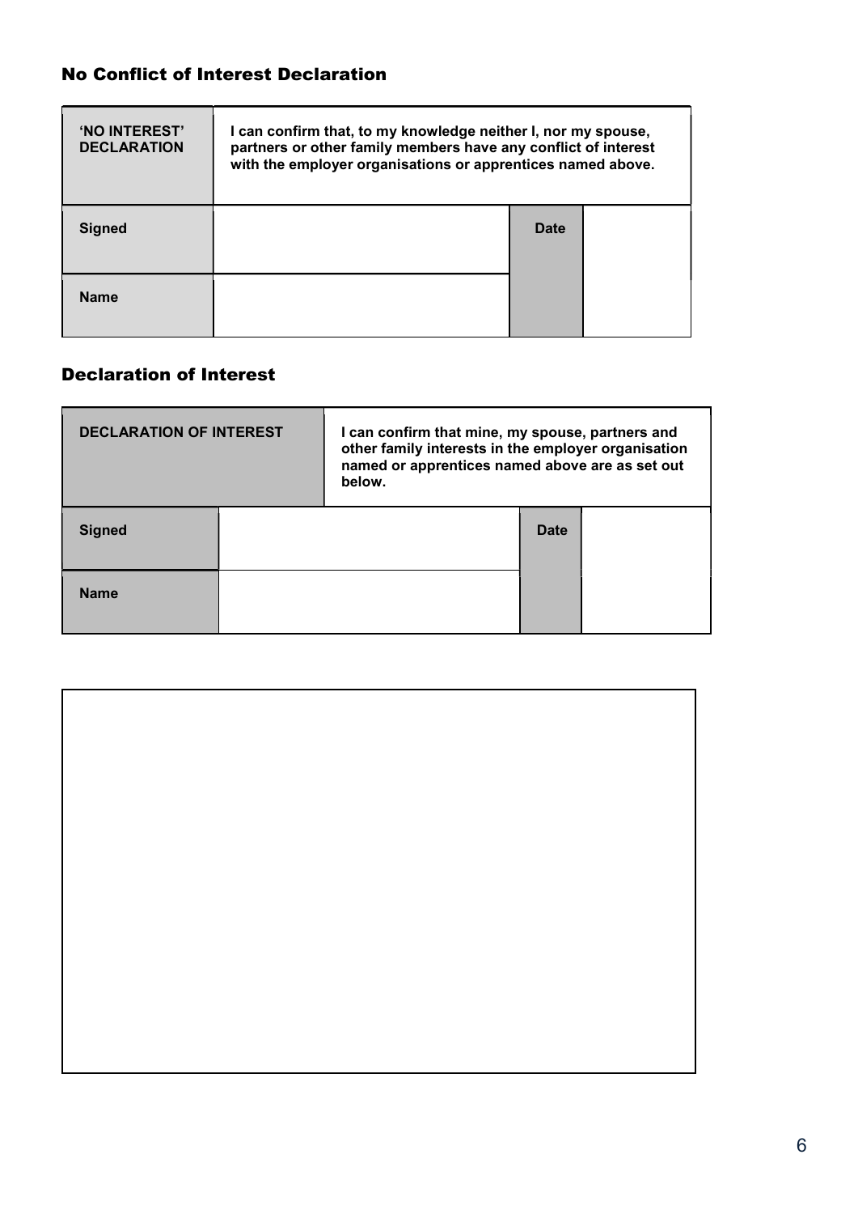## No Conflict of Interest Declaration

| **'NO INTEREST' DECLARATION** | **I can confirm that, to my knowledge neither I, nor my spouse, partners or other family members have any conflict of interest with the employer organisations or apprentices named above.** | | |
|---|---|---|---|
| **Signed** | | **Date** | |
| **Name** | | | |

## Declaration of Interest

| **DECLARATION OF INTEREST** | **I can confirm that mine, my spouse, partners and other family interests in the employer organisation named or apprentices named above are as set out below.** | | |
|---|---|---|---|
| **Signed** | | **Date** | |
| **Name** | | | |

| |
|---|
| |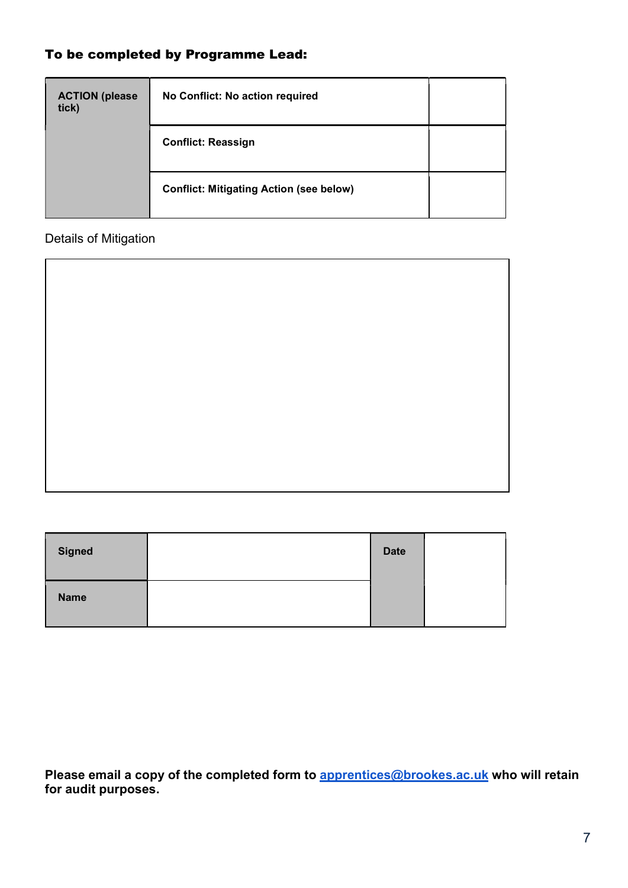**To be completed by Programme Lead:**

| | | |
|---|---|---|
| **ACTION (please tick)** | **No Conflict: No action required** | |
| | **Conflict: Reassign** | |
| | **Conflict: Mitigating Action (see below)** | |

Details of Mitigation

| |
|---|
| |

| | | | |
|---|---|---|---|
| **Signed** | | **Date** | |
| **Name** | | | |

**Please email a copy of the completed form to [apprentices@brookes.ac.uk](mailto:apprentices@brookes.ac.uk) who will retain for audit purposes.**